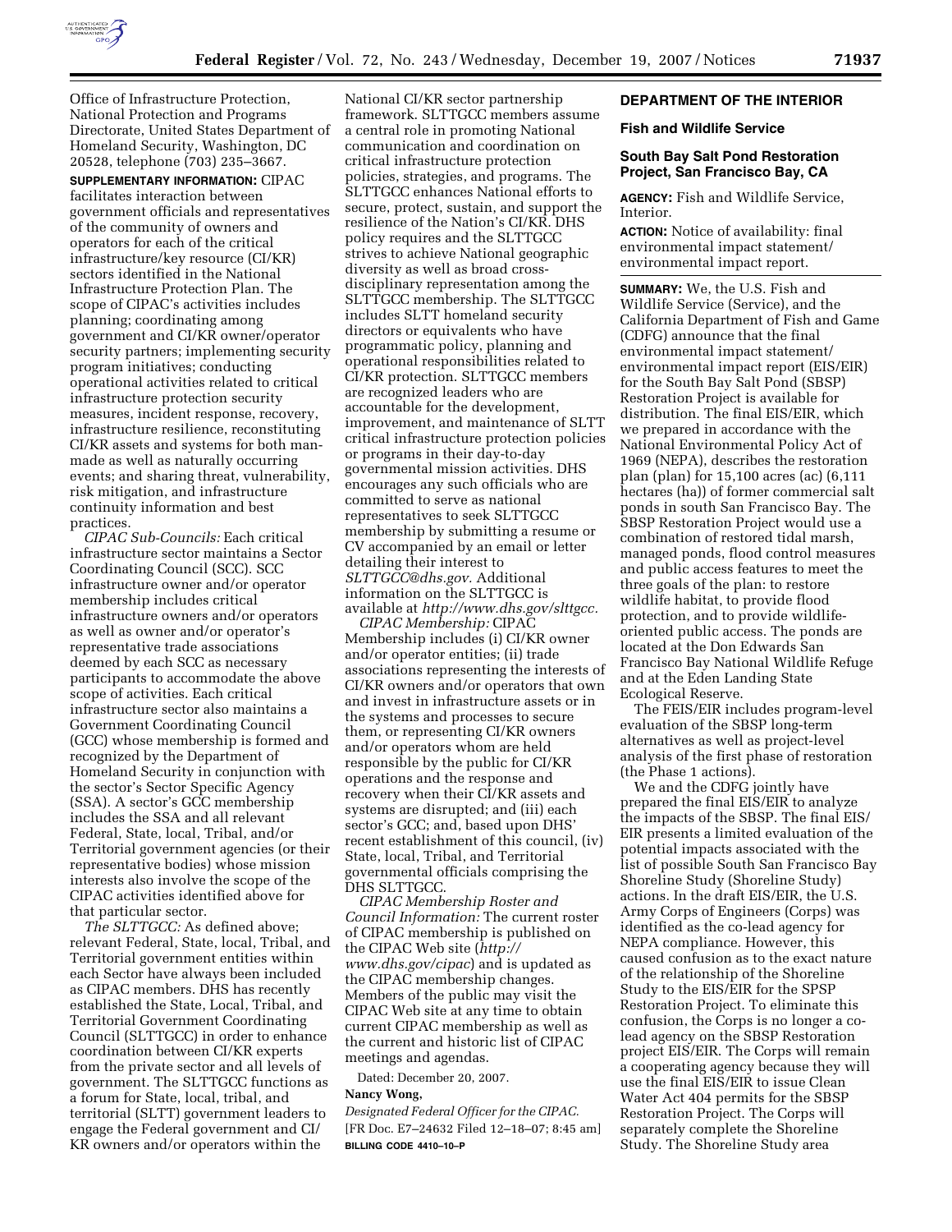Office of Infrastructure Protection, National Protection and Programs Directorate, United States Department of Homeland Security, Washington, DC 20528, telephone (703) 235–3667.

**SUPPLEMENTARY INFORMATION:** CIPAC facilitates interaction between government officials and representatives of the community of owners and operators for each of the critical infrastructure/key resource (CI/KR) sectors identified in the National Infrastructure Protection Plan. The scope of CIPAC's activities includes planning; coordinating among government and CI/KR owner/operator security partners; implementing security program initiatives; conducting operational activities related to critical infrastructure protection security measures, incident response, recovery, infrastructure resilience, reconstituting CI/KR assets and systems for both man-made as well as naturally occurring events; and sharing threat, vulnerability, risk mitigation, and infrastructure continuity information and best practices.

*CIPAC Sub-Councils:* Each critical infrastructure sector maintains a Sector Coordinating Council (SCC). SCC infrastructure owner and/or operator membership includes critical infrastructure owners and/or operators as well as owner and/or operator's representative trade associations deemed by each SCC as necessary participants to accommodate the above scope of activities. Each critical infrastructure sector also maintains a Government Coordinating Council (GCC) whose membership is formed and recognized by the Department of Homeland Security in conjunction with the sector's Sector Specific Agency (SSA). A sector's GCC membership includes the SSA and all relevant Federal, State, local, Tribal, and/or Territorial government agencies (or their representative bodies) whose mission interests also involve the scope of the CIPAC activities identified above for that particular sector.

*The SLTTGCC:* As defined above; relevant Federal, State, local, Tribal, and Territorial government entities within each Sector have always been included as CIPAC members. DHS has recently established the State, Local, Tribal, and Territorial Government Coordinating Council (SLTTGCC) in order to enhance coordination between CI/KR experts from the private sector and all levels of government. The SLTTGCC functions as a forum for State, local, tribal, and territorial (SLTT) government leaders to engage the Federal government and CI/KR owners and/or operators within the National CI/KR sector partnership framework. SLTTGCC members assume a central role in promoting National communication and coordination on critical infrastructure protection policies, strategies, and programs. The SLTTGCC enhances National efforts to secure, protect, sustain, and support the resilience of the Nation's CI/KR. DHS policy requires and the SLTTGCC strives to achieve National geographic diversity as well as broad cross-disciplinary representation among the SLTTGCC membership. The SLTTGCC includes SLTT homeland security directors or equivalents who have programmatic policy, planning and operational responsibilities related to CI/KR protection. SLTTGCC members are recognized leaders who are accountable for the development, improvement, and maintenance of SLTT critical infrastructure protection policies or programs in their day-to-day governmental mission activities. DHS encourages any such officials who are committed to serve as national representatives to seek SLTTGCC membership by submitting a resume or CV accompanied by an email or letter detailing their interest to *SLTTGCC@dhs.gov.* Additional information on the SLTTGCC is available at *http://www.dhs.gov/slttgcc.*

*CIPAC Membership:* CIPAC Membership includes (i) CI/KR owner and/or operator entities; (ii) trade associations representing the interests of CI/KR owners and/or operators that own and invest in infrastructure assets or in the systems and processes to secure them, or representing CI/KR owners and/or operators whom are held responsible by the public for CI/KR operations and the response and recovery when their CI/KR assets and systems are disrupted; and (iii) each sector's GCC; and, based upon DHS' recent establishment of this council, (iv) State, local, Tribal, and Territorial governmental officials comprising the DHS SLTTGCC.

*CIPAC Membership Roster and Council Information:* The current roster of CIPAC membership is published on the CIPAC Web site (*http://www.dhs.gov/cipac*) and is updated as the CIPAC membership changes. Members of the public may visit the CIPAC Web site at any time to obtain current CIPAC membership as well as the current and historic list of CIPAC meetings and agendas.

Dated: December 20, 2007.

**Nancy Wong,**

*Designated Federal Officer for the CIPAC.*

[FR Doc. E7–24632 Filed 12–18–07; 8:45 am]

**BILLING CODE 4410–10–P**

## DEPARTMENT OF THE INTERIOR

### Fish and Wildlife Service

### South Bay Salt Pond Restoration Project, San Francisco Bay, CA

**AGENCY:** Fish and Wildlife Service, Interior.

**ACTION:** Notice of availability: final environmental impact statement/environmental impact report.

**SUMMARY:** We, the U.S. Fish and Wildlife Service (Service), and the California Department of Fish and Game (CDFG) announce that the final environmental impact statement/environmental impact report (EIS/EIR) for the South Bay Salt Pond (SBSP) Restoration Project is available for distribution. The final EIS/EIR, which we prepared in accordance with the National Environmental Policy Act of 1969 (NEPA), describes the restoration plan (plan) for 15,100 acres (ac) (6,111 hectares (ha)) of former commercial salt ponds in south San Francisco Bay. The SBSP Restoration Project would use a combination of restored tidal marsh, managed ponds, flood control measures and public access features to meet the three goals of the plan: to restore wildlife habitat, to provide flood protection, and to provide wildlife-oriented public access. The ponds are located at the Don Edwards San Francisco Bay National Wildlife Refuge and at the Eden Landing State Ecological Reserve.

The FEIS/EIR includes program-level evaluation of the SBSP long-term alternatives as well as project-level analysis of the first phase of restoration (the Phase 1 actions).

We and the CDFG jointly have prepared the final EIS/EIR to analyze the impacts of the SBSP. The final EIS/EIR presents a limited evaluation of the potential impacts associated with the list of possible South San Francisco Bay Shoreline Study (Shoreline Study) actions. In the draft EIS/EIR, the U.S. Army Corps of Engineers (Corps) was identified as the co-lead agency for NEPA compliance. However, this caused confusion as to the exact nature of the relationship of the Shoreline Study to the EIS/EIR for the SPSP Restoration Project. To eliminate this confusion, the Corps is no longer a co-lead agency on the SBSP Restoration project EIS/EIR. The Corps will remain a cooperating agency because they will use the final EIS/EIR to issue Clean Water Act 404 permits for the SBSP Restoration Project. The Corps will separately complete the Shoreline Study. The Shoreline Study area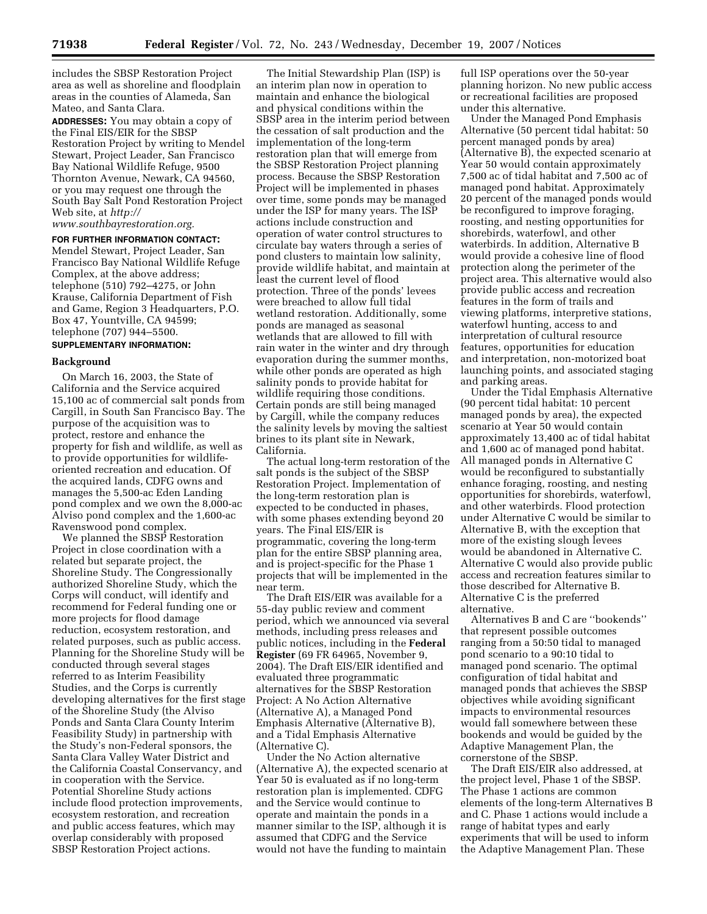includes the SBSP Restoration Project area as well as shoreline and floodplain areas in the counties of Alameda, San Mateo, and Santa Clara.

**ADDRESSES:** You may obtain a copy of the Final EIS/EIR for the SBSP Restoration Project by writing to Mendel Stewart, Project Leader, San Francisco Bay National Wildlife Refuge, 9500 Thornton Avenue, Newark, CA 94560, or you may request one through the South Bay Salt Pond Restoration Project Web site, at *http://www.southbayrestoration.org.*

**FOR FURTHER INFORMATION CONTACT:** Mendel Stewart, Project Leader, San Francisco Bay National Wildlife Refuge Complex, at the above address; telephone (510) 792–4275, or John Krause, California Department of Fish and Game, Region 3 Headquarters, P.O. Box 47, Yountville, CA 94599; telephone (707) 944–5500.

**SUPPLEMENTARY INFORMATION:**

## Background

On March 16, 2003, the State of California and the Service acquired 15,100 ac of commercial salt ponds from Cargill, in South San Francisco Bay. The purpose of the acquisition was to protect, restore and enhance the property for fish and wildlife, as well as to provide opportunities for wildlife-oriented recreation and education. Of the acquired lands, CDFG owns and manages the 5,500-ac Eden Landing pond complex and we own the 8,000-ac Alviso pond complex and the 1,600-ac Ravenswood pond complex.

We planned the SBSP Restoration Project in close coordination with a related but separate project, the Shoreline Study. The Congressionally authorized Shoreline Study, which the Corps will conduct, will identify and recommend for Federal funding one or more projects for flood damage reduction, ecosystem restoration, and related purposes, such as public access. Planning for the Shoreline Study will be conducted through several stages referred to as Interim Feasibility Studies, and the Corps is currently developing alternatives for the first stage of the Shoreline Study (the Alviso Ponds and Santa Clara County Interim Feasibility Study) in partnership with the Study's non-Federal sponsors, the Santa Clara Valley Water District and the California Coastal Conservancy, and in cooperation with the Service. Potential Shoreline Study actions include flood protection improvements, ecosystem restoration, and recreation and public access features, which may overlap considerably with proposed SBSP Restoration Project actions.

The Initial Stewardship Plan (ISP) is an interim plan now in operation to maintain and enhance the biological and physical conditions within the SBSP area in the interim period between the cessation of salt production and the implementation of the long-term restoration plan that will emerge from the SBSP Restoration Project planning process. Because the SBSP Restoration Project will be implemented in phases over time, some ponds may be managed under the ISP for many years. The ISP actions include construction and operation of water control structures to circulate bay waters through a series of pond clusters to maintain low salinity, provide wildlife habitat, and maintain at least the current level of flood protection. Three of the ponds' levees were breached to allow full tidal wetland restoration. Additionally, some ponds are managed as seasonal wetlands that are allowed to fill with rain water in the winter and dry through evaporation during the summer months, while other ponds are operated as high salinity ponds to provide habitat for wildlife requiring those conditions. Certain ponds are still being managed by Cargill, while the company reduces the salinity levels by moving the saltiest brines to its plant site in Newark, California.

The actual long-term restoration of the salt ponds is the subject of the SBSP Restoration Project. Implementation of the long-term restoration plan is expected to be conducted in phases, with some phases extending beyond 20 years. The Final EIS/EIR is programmatic, covering the long-term plan for the entire SBSP planning area, and is project-specific for the Phase 1 projects that will be implemented in the near term.

The Draft EIS/EIR was available for a 55-day public review and comment period, which we announced via several methods, including press releases and public notices, including in the **Federal Register** (69 FR 64965, November 9, 2004). The Draft EIS/EIR identified and evaluated three programmatic alternatives for the SBSP Restoration Project: A No Action Alternative (Alternative A), a Managed Pond Emphasis Alternative (Alternative B), and a Tidal Emphasis Alternative (Alternative C).

Under the No Action alternative (Alternative A), the expected scenario at Year 50 is evaluated as if no long-term restoration plan is implemented. CDFG and the Service would continue to operate and maintain the ponds in a manner similar to the ISP, although it is assumed that CDFG and the Service would not have the funding to maintain full ISP operations over the 50-year planning horizon. No new public access or recreational facilities are proposed under this alternative.

Under the Managed Pond Emphasis Alternative (50 percent tidal habitat: 50 percent managed ponds by area) (Alternative B), the expected scenario at Year 50 would contain approximately 7,500 ac of tidal habitat and 7,500 ac of managed pond habitat. Approximately 20 percent of the managed ponds would be reconfigured to improve foraging, roosting, and nesting opportunities for shorebirds, waterfowl, and other waterbirds. In addition, Alternative B would provide a cohesive line of flood protection along the perimeter of the project area. This alternative would also provide public access and recreation features in the form of trails and viewing platforms, interpretive stations, waterfowl hunting, access to and interpretation of cultural resource features, opportunities for education and interpretation, non-motorized boat launching points, and associated staging and parking areas.

Under the Tidal Emphasis Alternative (90 percent tidal habitat: 10 percent managed ponds by area), the expected scenario at Year 50 would contain approximately 13,400 ac of tidal habitat and 1,600 ac of managed pond habitat. All managed ponds in Alternative C would be reconfigured to substantially enhance foraging, roosting, and nesting opportunities for shorebirds, waterfowl, and other waterbirds. Flood protection under Alternative C would be similar to Alternative B, with the exception that more of the existing slough levees would be abandoned in Alternative C. Alternative C would also provide public access and recreation features similar to those described for Alternative B. Alternative C is the preferred alternative.

Alternatives B and C are ''bookends'' that represent possible outcomes ranging from a 50:50 tidal to managed pond scenario to a 90:10 tidal to managed pond scenario. The optimal configuration of tidal habitat and managed ponds that achieves the SBSP objectives while avoiding significant impacts to environmental resources would fall somewhere between these bookends and would be guided by the Adaptive Management Plan, the cornerstone of the SBSP.

The Draft EIS/EIR also addressed, at the project level, Phase 1 of the SBSP. The Phase 1 actions are common elements of the long-term Alternatives B and C. Phase 1 actions would include a range of habitat types and early experiments that will be used to inform the Adaptive Management Plan. These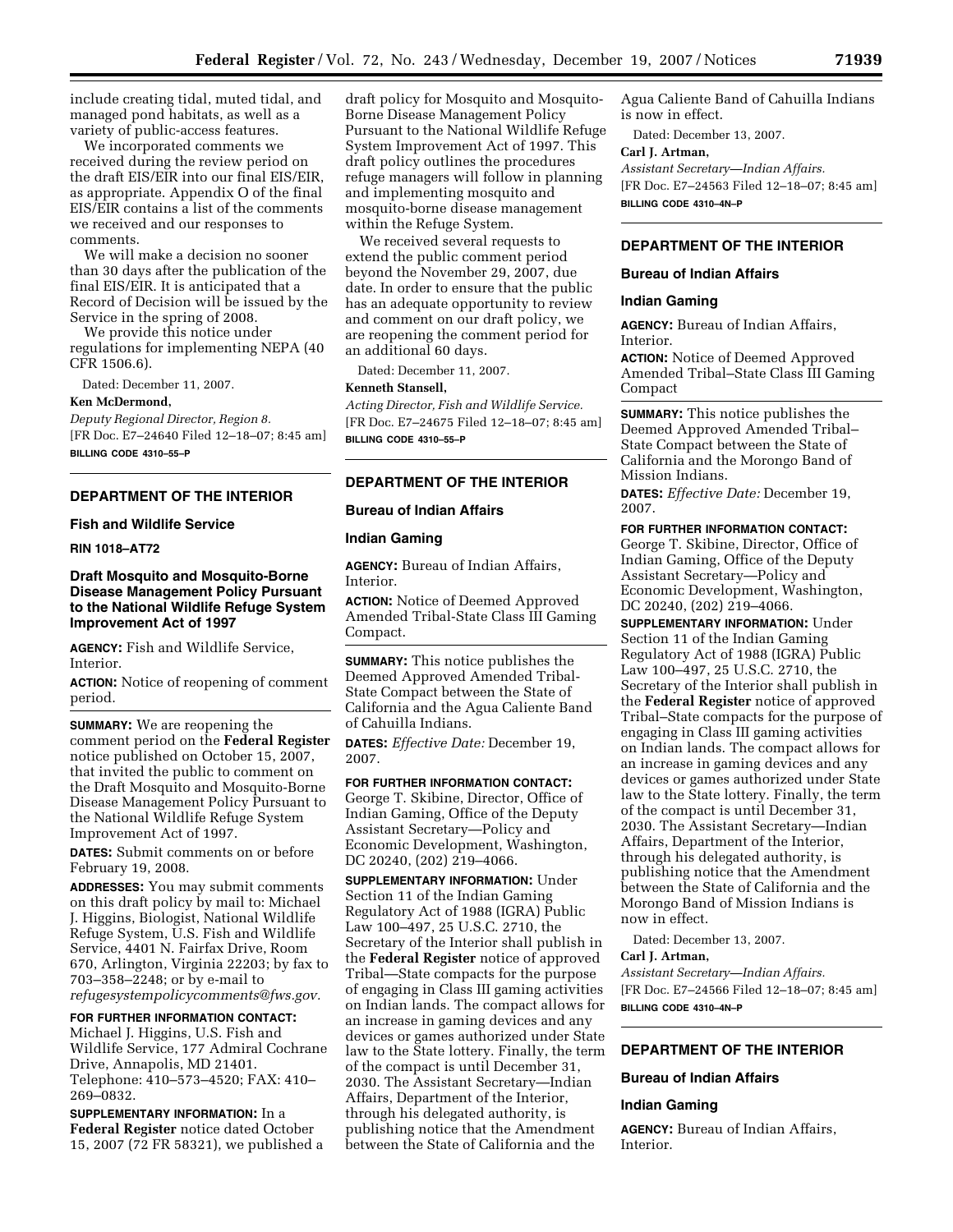include creating tidal, muted tidal, and managed pond habitats, as well as a variety of public-access features.

We incorporated comments we received during the review period on the draft EIS/EIR into our final EIS/EIR, as appropriate. Appendix O of the final EIS/EIR contains a list of the comments we received and our responses to comments.

We will make a decision no sooner than 30 days after the publication of the final EIS/EIR. It is anticipated that a Record of Decision will be issued by the Service in the spring of 2008.

We provide this notice under regulations for implementing NEPA (40 CFR 1506.6).

Dated: December 11, 2007.

**Ken McDermond,**

*Deputy Regional Director, Region 8.*

[FR Doc. E7–24640 Filed 12–18–07; 8:45 am]

**BILLING CODE 4310–55–P**

## DEPARTMENT OF THE INTERIOR

### Fish and Wildlife Service

**RIN 1018–AT72**

### Draft Mosquito and Mosquito-Borne Disease Management Policy Pursuant to the National Wildlife Refuge System Improvement Act of 1997

**AGENCY:** Fish and Wildlife Service, Interior.

**ACTION:** Notice of reopening of comment period.

**SUMMARY:** We are reopening the comment period on the **Federal Register** notice published on October 15, 2007, that invited the public to comment on the Draft Mosquito and Mosquito-Borne Disease Management Policy Pursuant to the National Wildlife Refuge System Improvement Act of 1997.

**DATES:** Submit comments on or before February 19, 2008.

**ADDRESSES:** You may submit comments on this draft policy by mail to: Michael J. Higgins, Biologist, National Wildlife Refuge System, U.S. Fish and Wildlife Service, 4401 N. Fairfax Drive, Room 670, Arlington, Virginia 22203; by fax to 703–358–2248; or by e-mail to *refugesystempolicycomments@fws.gov.*

**FOR FURTHER INFORMATION CONTACT:** Michael J. Higgins, U.S. Fish and Wildlife Service, 177 Admiral Cochrane Drive, Annapolis, MD 21401. Telephone: 410–573–4520; FAX: 410–269–0832.

**SUPPLEMENTARY INFORMATION:** In a **Federal Register** notice dated October 15, 2007 (72 FR 58321), we published a draft policy for Mosquito and Mosquito-Borne Disease Management Policy Pursuant to the National Wildlife Refuge System Improvement Act of 1997. This draft policy outlines the procedures refuge managers will follow in planning and implementing mosquito and mosquito-borne disease management within the Refuge System.

We received several requests to extend the public comment period beyond the November 29, 2007, due date. In order to ensure that the public has an adequate opportunity to review and comment on our draft policy, we are reopening the comment period for an additional 60 days.

Dated: December 11, 2007.

**Kenneth Stansell,**

*Acting Director, Fish and Wildlife Service.*

[FR Doc. E7–24675 Filed 12–18–07; 8:45 am]

**BILLING CODE 4310–55–P**

## DEPARTMENT OF THE INTERIOR

### Bureau of Indian Affairs

### Indian Gaming

**AGENCY:** Bureau of Indian Affairs, Interior.

**ACTION:** Notice of Deemed Approved Amended Tribal-State Class III Gaming Compact.

**SUMMARY:** This notice publishes the Deemed Approved Amended Tribal-State Compact between the State of California and the Agua Caliente Band of Cahuilla Indians.

**DATES:** *Effective Date:* December 19, 2007.

**FOR FURTHER INFORMATION CONTACT:** George T. Skibine, Director, Office of Indian Gaming, Office of the Deputy Assistant Secretary—Policy and Economic Development, Washington, DC 20240, (202) 219–4066.

**SUPPLEMENTARY INFORMATION:** Under Section 11 of the Indian Gaming Regulatory Act of 1988 (IGRA) Public Law 100–497, 25 U.S.C. 2710, the Secretary of the Interior shall publish in the **Federal Register** notice of approved Tribal—State compacts for the purpose of engaging in Class III gaming activities on Indian lands. The compact allows for an increase in gaming devices and any devices or games authorized under State law to the State lottery. Finally, the term of the compact is until December 31, 2030. The Assistant Secretary—Indian Affairs, Department of the Interior, through his delegated authority, is publishing notice that the Amendment between the State of California and the Agua Caliente Band of Cahuilla Indians is now in effect.

Dated: December 13, 2007.

**Carl J. Artman,**

*Assistant Secretary—Indian Affairs.*

[FR Doc. E7–24563 Filed 12–18–07; 8:45 am]

**BILLING CODE 4310–4N–P**

## DEPARTMENT OF THE INTERIOR

### Bureau of Indian Affairs

### Indian Gaming

**AGENCY:** Bureau of Indian Affairs, Interior.

**ACTION:** Notice of Deemed Approved Amended Tribal–State Class III Gaming Compact

**SUMMARY:** This notice publishes the Deemed Approved Amended Tribal–State Compact between the State of California and the Morongo Band of Mission Indians.

**DATES:** *Effective Date:* December 19, 2007.

**FOR FURTHER INFORMATION CONTACT:** George T. Skibine, Director, Office of Indian Gaming, Office of the Deputy Assistant Secretary—Policy and Economic Development, Washington, DC 20240, (202) 219–4066.

**SUPPLEMENTARY INFORMATION:** Under Section 11 of the Indian Gaming Regulatory Act of 1988 (IGRA) Public Law 100–497, 25 U.S.C. 2710, the Secretary of the Interior shall publish in the **Federal Register** notice of approved Tribal–State compacts for the purpose of engaging in Class III gaming activities on Indian lands. The compact allows for an increase in gaming devices and any devices or games authorized under State law to the State lottery. Finally, the term of the compact is until December 31, 2030. The Assistant Secretary—Indian Affairs, Department of the Interior, through his delegated authority, is publishing notice that the Amendment between the State of California and the Morongo Band of Mission Indians is now in effect.

Dated: December 13, 2007.

**Carl J. Artman,**

*Assistant Secretary—Indian Affairs.*

[FR Doc. E7–24566 Filed 12–18–07; 8:45 am]

**BILLING CODE 4310–4N–P**

## DEPARTMENT OF THE INTERIOR

### Bureau of Indian Affairs

### Indian Gaming

**AGENCY:** Bureau of Indian Affairs, Interior.